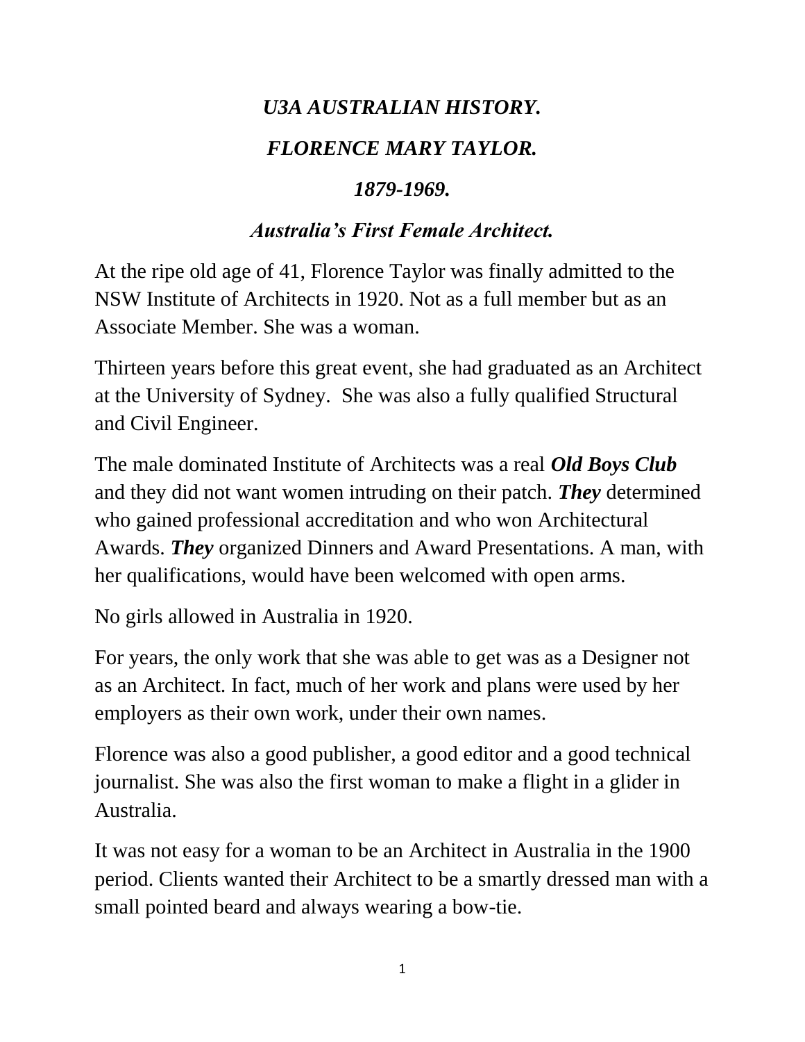# *U3A AUSTRALIAN HISTORY.*

## *FLORENCE MARY TAYLOR.*

## *1879-1969.*

## *Australia's First Female Architect.*

At the ripe old age of 41, Florence Taylor was finally admitted to the NSW Institute of Architects in 1920. Not as a full member but as an Associate Member. She was a woman.

Thirteen years before this great event, she had graduated as an Architect at the University of Sydney. She was also a fully qualified Structural and Civil Engineer.

The male dominated Institute of Architects was a real ***Old Boys Club*** and they did not want women intruding on their patch. ***They*** determined who gained professional accreditation and who won Architectural Awards. ***They*** organized Dinners and Award Presentations. A man, with her qualifications, would have been welcomed with open arms.

No girls allowed in Australia in 1920.

For years, the only work that she was able to get was as a Designer not as an Architect. In fact, much of her work and plans were used by her employers as their own work, under their own names.

Florence was also a good publisher, a good editor and a good technical journalist. She was also the first woman to make a flight in a glider in Australia.

It was not easy for a woman to be an Architect in Australia in the 1900 period. Clients wanted their Architect to be a smartly dressed man with a small pointed beard and always wearing a bow-tie.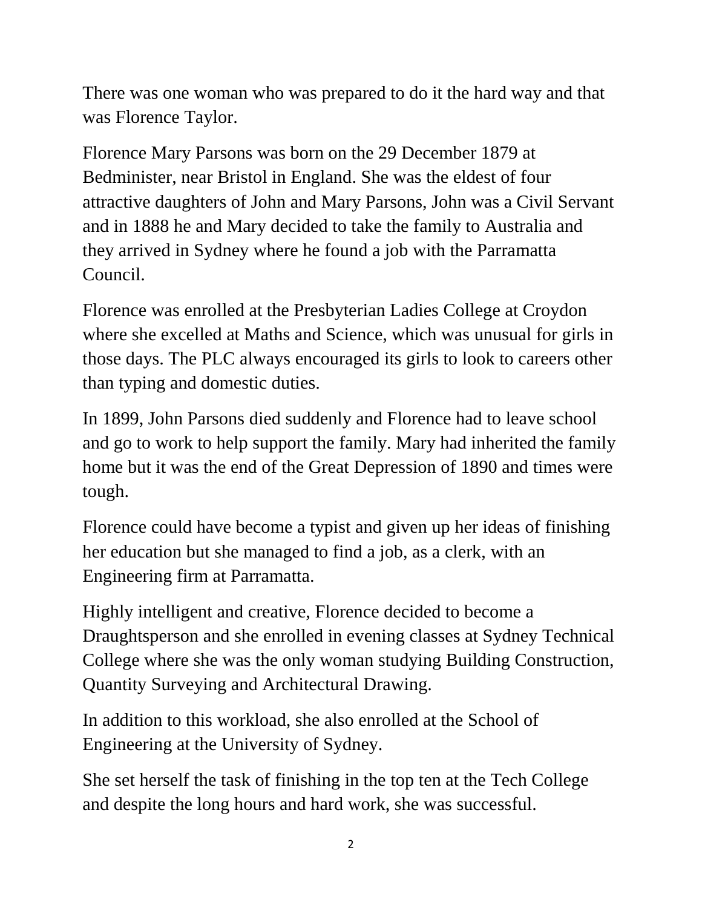There was one woman who was prepared to do it the hard way and that was Florence Taylor.

Florence Mary Parsons was born on the 29 December 1879 at Bedminister, near Bristol in England. She was the eldest of four attractive daughters of John and Mary Parsons, John was a Civil Servant and in 1888 he and Mary decided to take the family to Australia and they arrived in Sydney where he found a job with the Parramatta Council.

Florence was enrolled at the Presbyterian Ladies College at Croydon where she excelled at Maths and Science, which was unusual for girls in those days. The PLC always encouraged its girls to look to careers other than typing and domestic duties.

In 1899, John Parsons died suddenly and Florence had to leave school and go to work to help support the family. Mary had inherited the family home but it was the end of the Great Depression of 1890 and times were tough.

Florence could have become a typist and given up her ideas of finishing her education but she managed to find a job, as a clerk, with an Engineering firm at Parramatta.

Highly intelligent and creative, Florence decided to become a Draughtsperson and she enrolled in evening classes at Sydney Technical College where she was the only woman studying Building Construction, Quantity Surveying and Architectural Drawing.

In addition to this workload, she also enrolled at the School of Engineering at the University of Sydney.

She set herself the task of finishing in the top ten at the Tech College and despite the long hours and hard work, she was successful.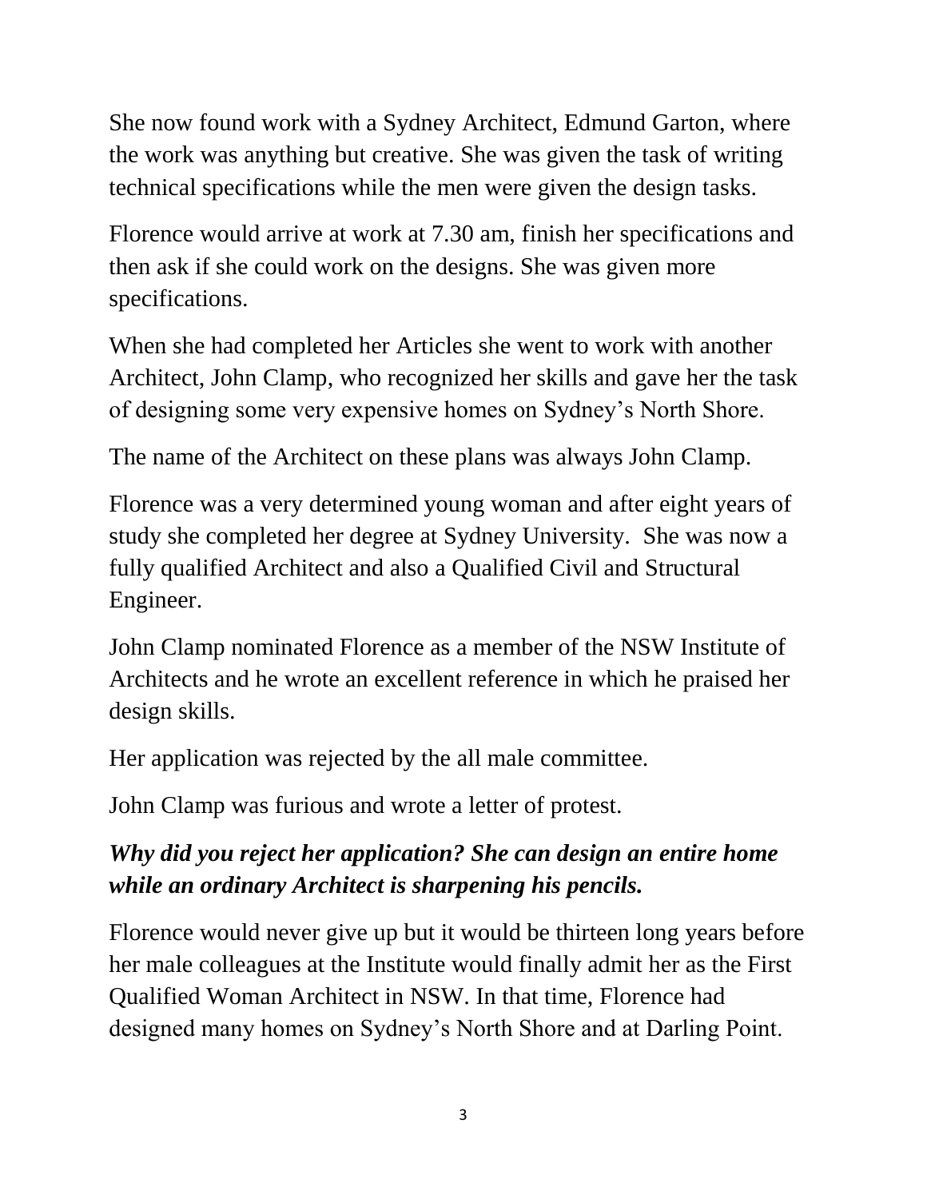She now found work with a Sydney Architect, Edmund Garton, where the work was anything but creative. She was given the task of writing technical specifications while the men were given the design tasks.

Florence would arrive at work at 7.30 am, finish her specifications and then ask if she could work on the designs. She was given more specifications.

When she had completed her Articles she went to work with another Architect, John Clamp, who recognized her skills and gave her the task of designing some very expensive homes on Sydney's North Shore.

The name of the Architect on these plans was always John Clamp.

Florence was a very determined young woman and after eight years of study she completed her degree at Sydney University. She was now a fully qualified Architect and also a Qualified Civil and Structural Engineer.

John Clamp nominated Florence as a member of the NSW Institute of Architects and he wrote an excellent reference in which he praised her design skills.

Her application was rejected by the all male committee.

John Clamp was furious and wrote a letter of protest.

***Why did you reject her application? She can design an entire home while an ordinary Architect is sharpening his pencils.***

Florence would never give up but it would be thirteen long years before her male colleagues at the Institute would finally admit her as the First Qualified Woman Architect in NSW. In that time, Florence had designed many homes on Sydney's North Shore and at Darling Point.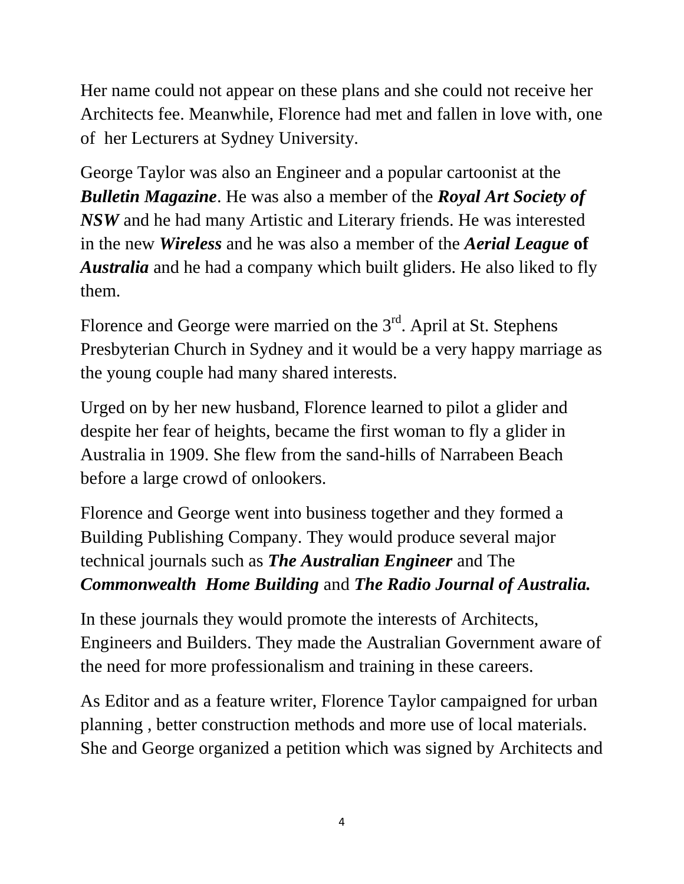Her name could not appear on these plans and she could not receive her Architects fee. Meanwhile, Florence had met and fallen in love with, one of her Lecturers at Sydney University.

George Taylor was also an Engineer and a popular cartoonist at the ***Bulletin Magazine***. He was also a member of the ***Royal Art Society of NSW*** and he had many Artistic and Literary friends. He was interested in the new ***Wireless*** and he was also a member of the ***Aerial League* of *Australia*** and he had a company which built gliders. He also liked to fly them.

Florence and George were married on the 3rd. April at St. Stephens Presbyterian Church in Sydney and it would be a very happy marriage as the young couple had many shared interests.

Urged on by her new husband, Florence learned to pilot a glider and despite her fear of heights, became the first woman to fly a glider in Australia in 1909. She flew from the sand-hills of Narrabeen Beach before a large crowd of onlookers.

Florence and George went into business together and they formed a Building Publishing Company. They would produce several major technical journals such as ***The Australian Engineer*** and The ***Commonwealth Home Building*** and ***The Radio Journal of Australia.***

In these journals they would promote the interests of Architects, Engineers and Builders. They made the Australian Government aware of the need for more professionalism and training in these careers.

As Editor and as a feature writer, Florence Taylor campaigned for urban planning , better construction methods and more use of local materials. She and George organized a petition which was signed by Architects and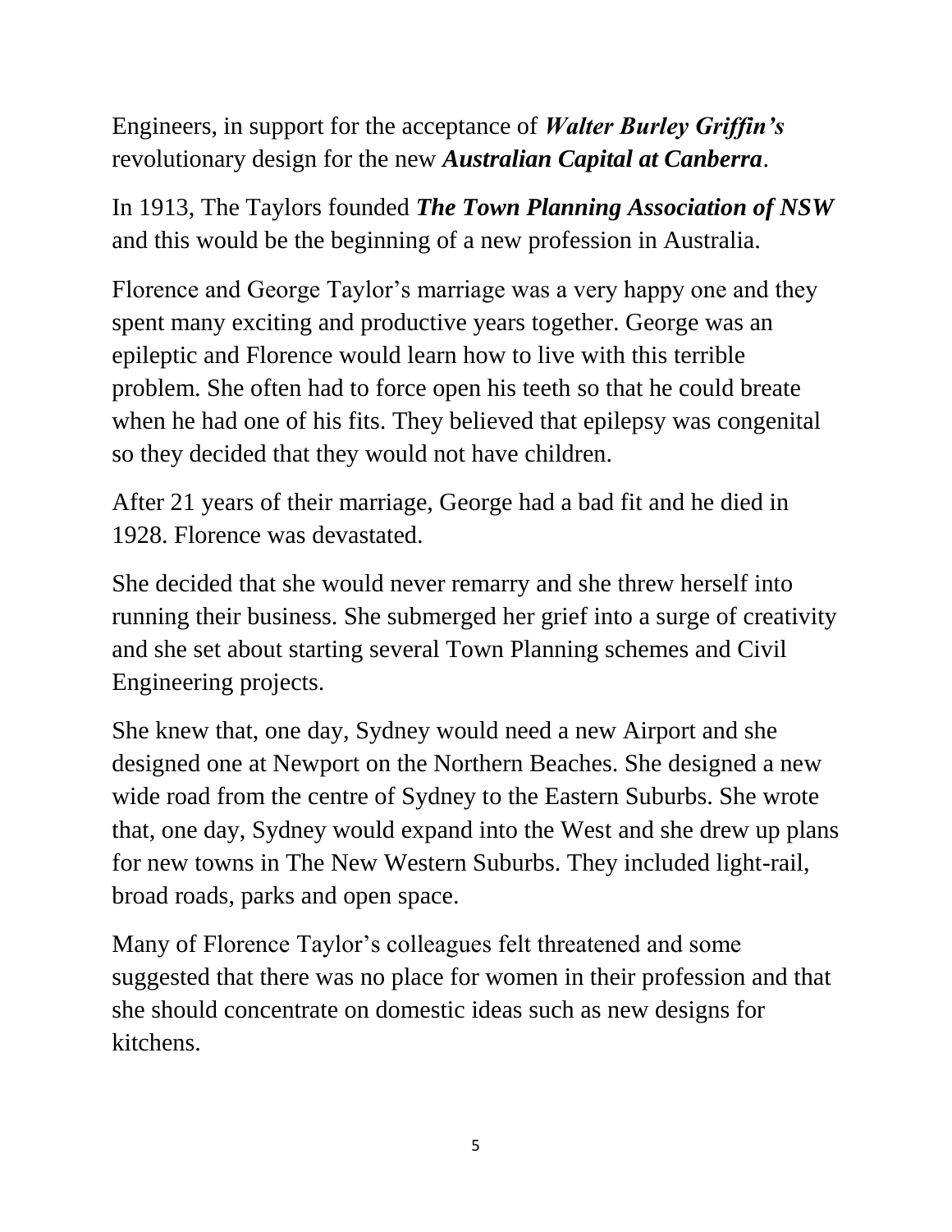Engineers, in support for the acceptance of ***Walter Burley Griffin's*** revolutionary design for the new ***Australian Capital at Canberra***.

In 1913, The Taylors founded ***The Town Planning Association of NSW*** and this would be the beginning of a new profession in Australia.

Florence and George Taylor's marriage was a very happy one and they spent many exciting and productive years together. George was an epileptic and Florence would learn how to live with this terrible problem. She often had to force open his teeth so that he could breate when he had one of his fits. They believed that epilepsy was congenital so they decided that they would not have children.

After 21 years of their marriage, George had a bad fit and he died in 1928. Florence was devastated.

She decided that she would never remarry and she threw herself into running their business. She submerged her grief into a surge of creativity and she set about starting several Town Planning schemes and Civil Engineering projects.

She knew that, one day, Sydney would need a new Airport and she designed one at Newport on the Northern Beaches. She designed a new wide road from the centre of Sydney to the Eastern Suburbs. She wrote that, one day, Sydney would expand into the West and she drew up plans for new towns in The New Western Suburbs. They included light-rail, broad roads, parks and open space.

Many of Florence Taylor's colleagues felt threatened and some suggested that there was no place for women in their profession and that she should concentrate on domestic ideas such as new designs for kitchens.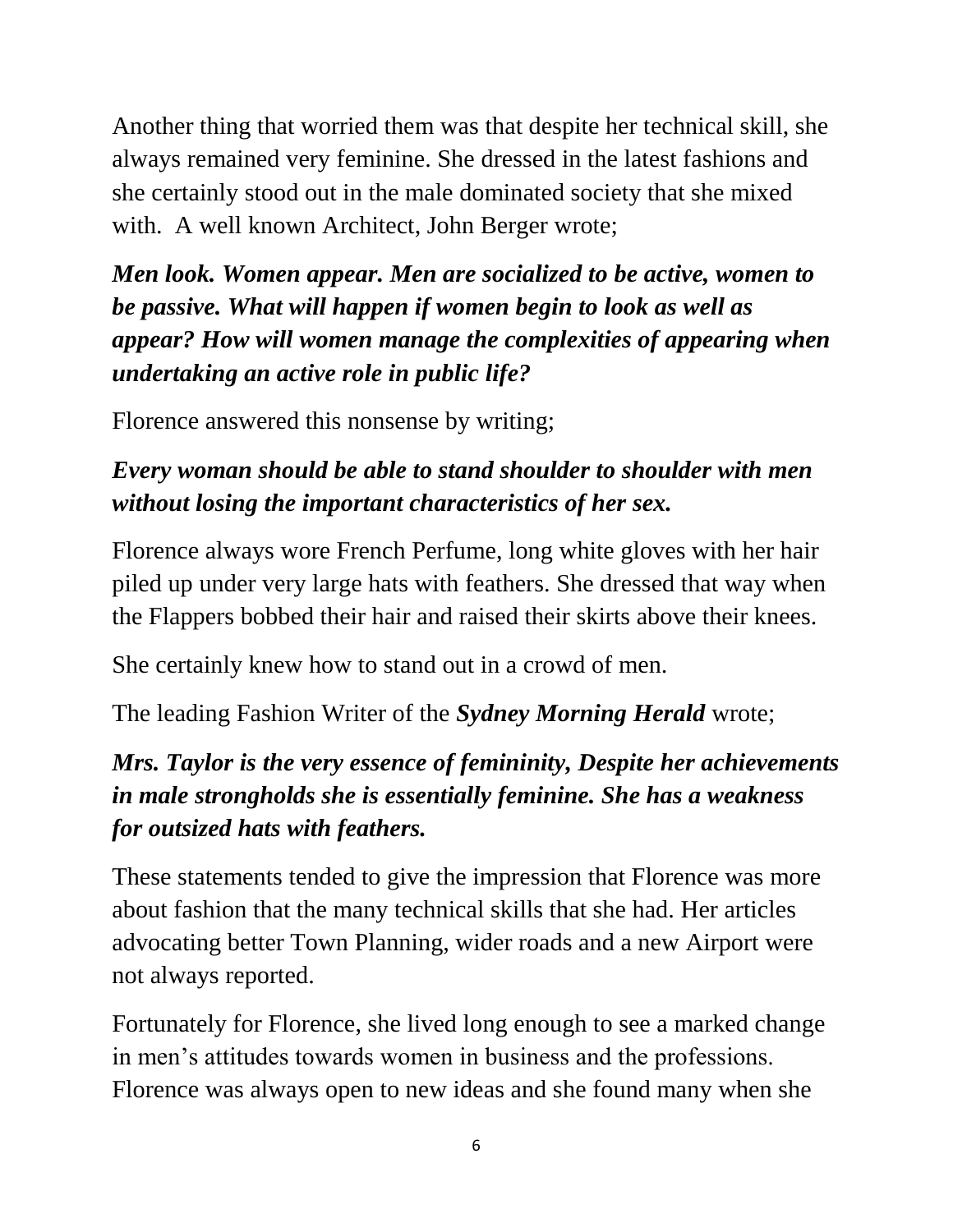Another thing that worried them was that despite her technical skill, she always remained very feminine. She dressed in the latest fashions and she certainly stood out in the male dominated society that she mixed with. A well known Architect, John Berger wrote;

***Men look. Women appear. Men are socialized to be active, women to be passive. What will happen if women begin to look as well as appear? How will women manage the complexities of appearing when undertaking an active role in public life?***

Florence answered this nonsense by writing;

***Every woman should be able to stand shoulder to shoulder with men without losing the important characteristics of her sex.***

Florence always wore French Perfume, long white gloves with her hair piled up under very large hats with feathers. She dressed that way when the Flappers bobbed their hair and raised their skirts above their knees.

She certainly knew how to stand out in a crowd of men.

The leading Fashion Writer of the ***Sydney Morning Herald*** wrote;

***Mrs. Taylor is the very essence of femininity, Despite her achievements in male strongholds she is essentially feminine. She has a weakness for outsized hats with feathers.***

These statements tended to give the impression that Florence was more about fashion that the many technical skills that she had. Her articles advocating better Town Planning, wider roads and a new Airport were not always reported.

Fortunately for Florence, she lived long enough to see a marked change in men's attitudes towards women in business and the professions. Florence was always open to new ideas and she found many when she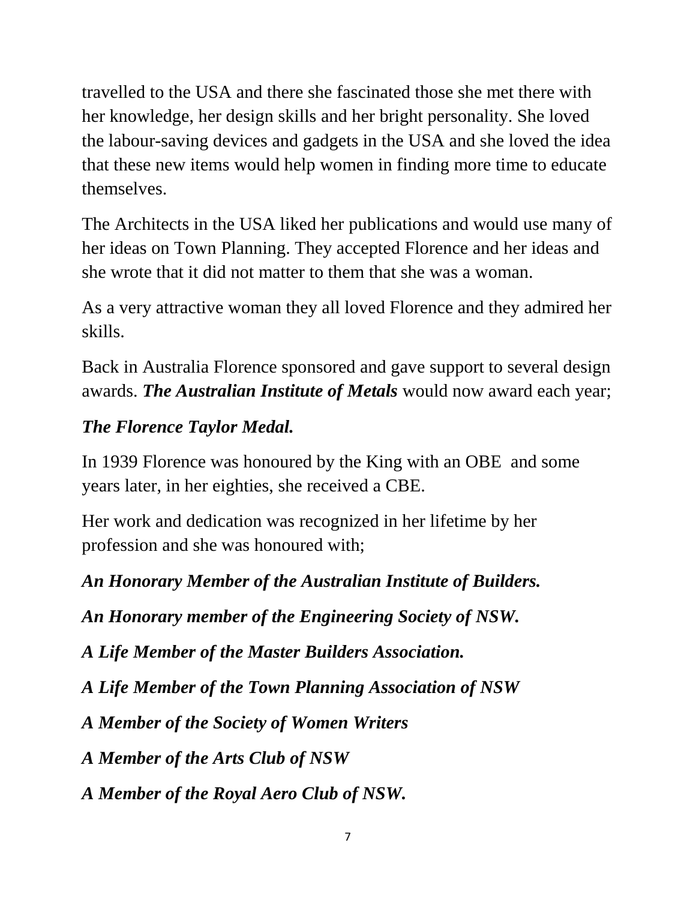travelled to the USA and there she fascinated those she met there with her knowledge, her design skills and her bright personality. She loved the labour-saving devices and gadgets in the USA and she loved the idea that these new items would help women in finding more time to educate themselves.

The Architects in the USA liked her publications and would use many of her ideas on Town Planning. They accepted Florence and her ideas and she wrote that it did not matter to them that she was a woman.

As a very attractive woman they all loved Florence and they admired her skills.

Back in Australia Florence sponsored and gave support to several design awards. ***The Australian Institute of Metals*** would now award each year;

***The Florence Taylor Medal.***

In 1939 Florence was honoured by the King with an OBE and some years later, in her eighties, she received a CBE.

Her work and dedication was recognized in her lifetime by her profession and she was honoured with;

***An Honorary Member of the Australian Institute of Builders.***

***An Honorary member of the Engineering Society of NSW.***

***A Life Member of the Master Builders Association.***

***A Life Member of the Town Planning Association of NSW***

***A Member of the Society of Women Writers***

***A Member of the Arts Club of NSW***

***A Member of the Royal Aero Club of NSW.***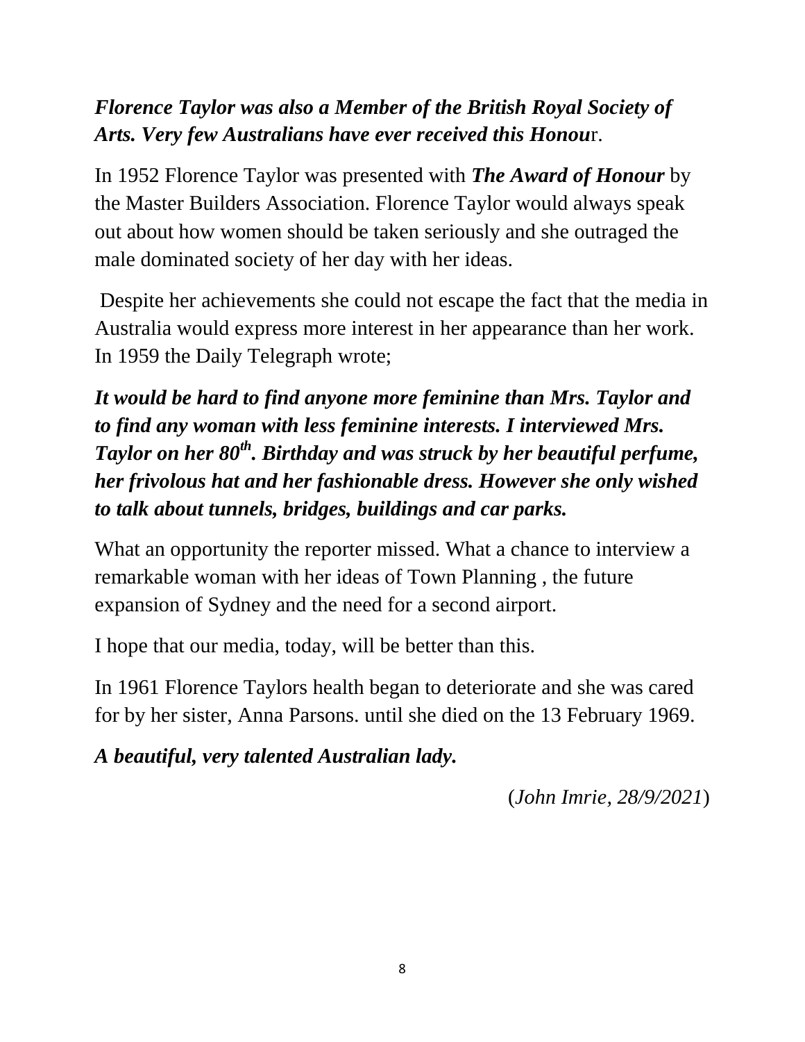***Florence Taylor was also a Member of the British Royal Society of Arts. Very few Australians have ever received this Honou*r.**

In 1952 Florence Taylor was presented with ***The Award of Honour*** by the Master Builders Association. Florence Taylor would always speak out about how women should be taken seriously and she outraged the male dominated society of her day with her ideas.

Despite her achievements she could not escape the fact that the media in Australia would express more interest in her appearance than her work. In 1959 the Daily Telegraph wrote;

***It would be hard to find anyone more feminine than Mrs. Taylor and to find any woman with less feminine interests. I interviewed Mrs. Taylor on her 80th. Birthday and was struck by her beautiful perfume, her frivolous hat and her fashionable dress. However she only wished to talk about tunnels, bridges, buildings and car parks.***

What an opportunity the reporter missed. What a chance to interview a remarkable woman with her ideas of Town Planning , the future expansion of Sydney and the need for a second airport.

I hope that our media, today, will be better than this.

In 1961 Florence Taylors health began to deteriorate and she was cared for by her sister, Anna Parsons. until she died on the 13 February 1969.

***A beautiful, very talented Australian lady.***

(*John Imrie, 28/9/2021*)